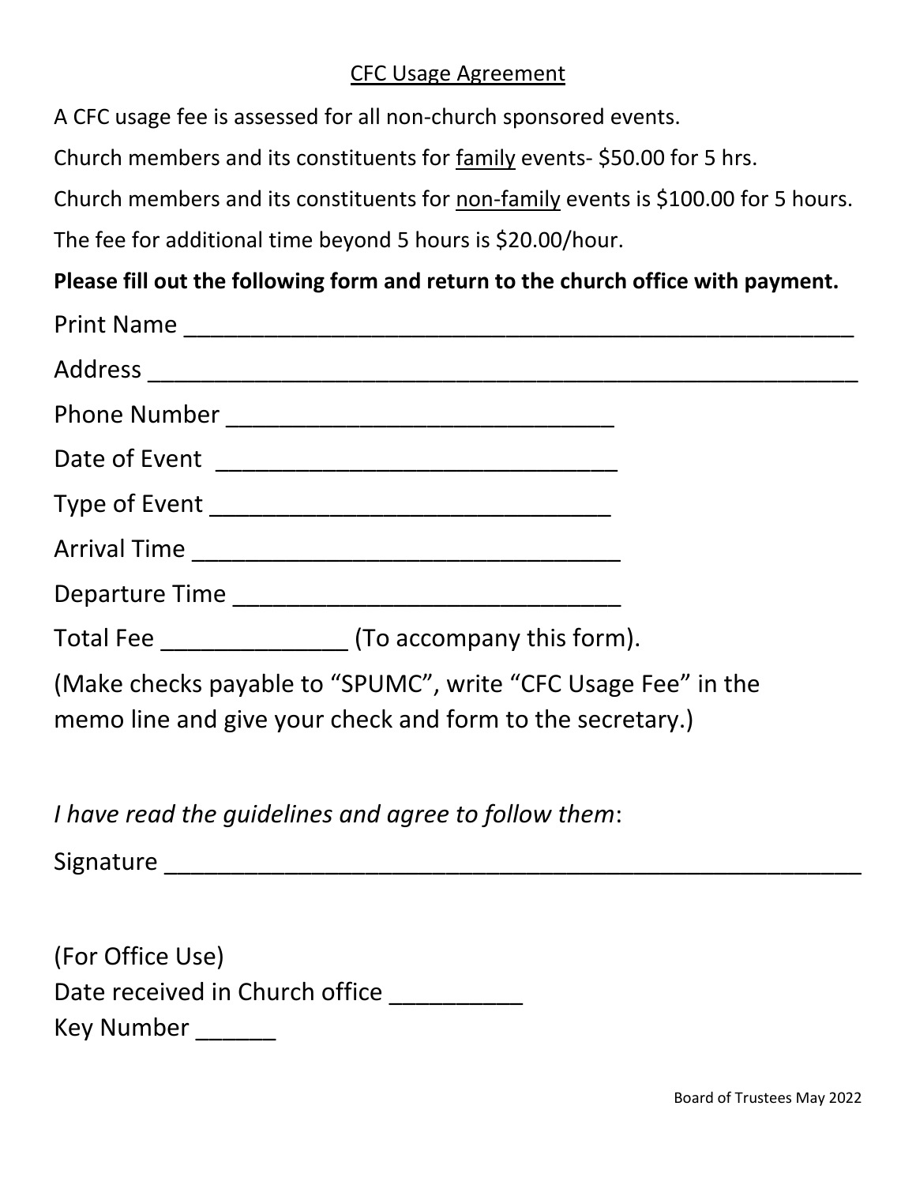# CFC Usage Agreement

A CFC usage fee is assessed for all non-church sponsored events.

Church members and its constituents for family events- $50.00 for 5 hrs.

Church members and its constituents for non-family events is $100.00 for 5 hours.

The fee for additional time beyond 5 hours is $20.00/hour.

**Please fill out the following form and return to the church office with payment.**

Print Name ______________________________________________

Address ________________________________________________

Phone Number ___________________________

Date of Event ____________________________

Type of Event ___________________________

Arrival Time _____________________________

Departure Time ___________________________

Total Fee _____________ (To accompany this form).

(Make checks payable to "SPUMC", write "CFC Usage Fee" in the memo line and give your check and form to the secretary.)

*I have read the guidelines and agree to follow them*:

Signature _______________________________________________

(For Office Use)
Date received in Church office __________
Key Number ______

Board of Trustees May 2022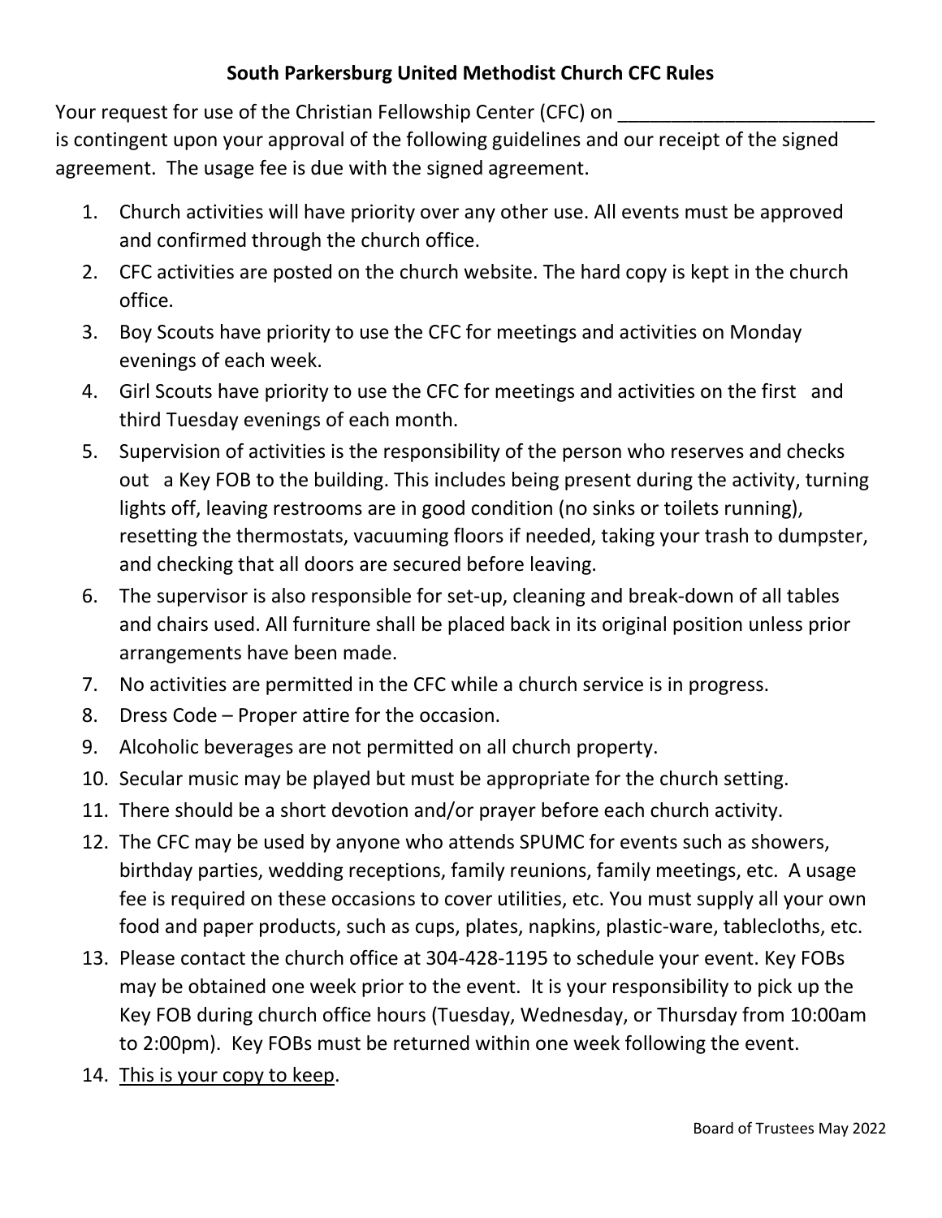# South Parkersburg United Methodist Church CFC Rules

Your request for use of the Christian Fellowship Center (CFC) on ________________________ is contingent upon your approval of the following guidelines and our receipt of the signed agreement. The usage fee is due with the signed agreement.

1. Church activities will have priority over any other use. All events must be approved and confirmed through the church office.
2. CFC activities are posted on the church website. The hard copy is kept in the church office.
3. Boy Scouts have priority to use the CFC for meetings and activities on Monday evenings of each week.
4. Girl Scouts have priority to use the CFC for meetings and activities on the first and third Tuesday evenings of each month.
5. Supervision of activities is the responsibility of the person who reserves and checks out a Key FOB to the building. This includes being present during the activity, turning lights off, leaving restrooms are in good condition (no sinks or toilets running), resetting the thermostats, vacuuming floors if needed, taking your trash to dumpster, and checking that all doors are secured before leaving.
6. The supervisor is also responsible for set-up, cleaning and break-down of all tables and chairs used. All furniture shall be placed back in its original position unless prior arrangements have been made.
7. No activities are permitted in the CFC while a church service is in progress.
8. Dress Code – Proper attire for the occasion.
9. Alcoholic beverages are not permitted on all church property.
10. Secular music may be played but must be appropriate for the church setting.
11. There should be a short devotion and/or prayer before each church activity.
12. The CFC may be used by anyone who attends SPUMC for events such as showers, birthday parties, wedding receptions, family reunions, family meetings, etc. A usage fee is required on these occasions to cover utilities, etc. You must supply all your own food and paper products, such as cups, plates, napkins, plastic-ware, tablecloths, etc.
13. Please contact the church office at 304-428-1195 to schedule your event. Key FOBs may be obtained one week prior to the event. It is your responsibility to pick up the Key FOB during church office hours (Tuesday, Wednesday, or Thursday from 10:00am to 2:00pm). Key FOBs must be returned within one week following the event.
14. <u>This is your copy to keep</u>.

Board of Trustees May 2022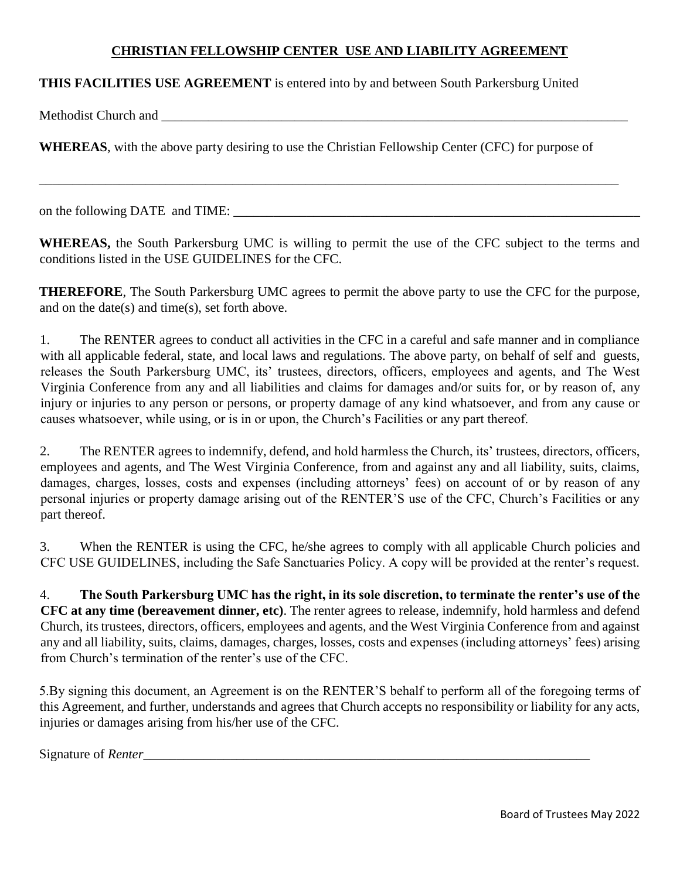**CHRISTIAN FELLOWSHIP CENTER USE AND LIABILITY AGREEMENT**

**THIS FACILITIES USE AGREEMENT** is entered into by and between South Parkersburg United Methodist Church and ___________________________________________________________________________

**WHEREAS**, with the above party desiring to use the Christian Fellowship Center (CFC) for purpose of

_____________________________________________________________________________________________

on the following DATE and TIME: _________________________________________________________________

**WHEREAS,** the South Parkersburg UMC is willing to permit the use of the CFC subject to the terms and conditions listed in the USE GUIDELINES for the CFC.

**THEREFORE**, The South Parkersburg UMC agrees to permit the above party to use the CFC for the purpose, and on the date(s) and time(s), set forth above.

1. The RENTER agrees to conduct all activities in the CFC in a careful and safe manner and in compliance with all applicable federal, state, and local laws and regulations. The above party, on behalf of self and guests, releases the South Parkersburg UMC, its' trustees, directors, officers, employees and agents, and The West Virginia Conference from any and all liabilities and claims for damages and/or suits for, or by reason of, any injury or injuries to any person or persons, or property damage of any kind whatsoever, and from any cause or causes whatsoever, while using, or is in or upon, the Church's Facilities or any part thereof.

2. The RENTER agrees to indemnify, defend, and hold harmless the Church, its' trustees, directors, officers, employees and agents, and The West Virginia Conference, from and against any and all liability, suits, claims, damages, charges, losses, costs and expenses (including attorneys' fees) on account of or by reason of any personal injuries or property damage arising out of the RENTER'S use of the CFC, Church's Facilities or any part thereof.

3. When the RENTER is using the CFC, he/she agrees to comply with all applicable Church policies and CFC USE GUIDELINES, including the Safe Sanctuaries Policy. A copy will be provided at the renter's request.

4. **The South Parkersburg UMC has the right, in its sole discretion, to terminate the renter's use of the CFC at any time (bereavement dinner, etc)**. The renter agrees to release, indemnify, hold harmless and defend Church, its trustees, directors, officers, employees and agents, and the West Virginia Conference from and against any and all liability, suits, claims, damages, charges, losses, costs and expenses (including attorneys' fees) arising from Church's termination of the renter's use of the CFC.

5. By signing this document, an Agreement is on the RENTER'S behalf to perform all of the foregoing terms of this Agreement, and further, understands and agrees that Church accepts no responsibility or liability for any acts, injuries or damages arising from his/her use of the CFC.

Signature of *Renter*_______________________________________________________________________

Board of Trustees May 2022